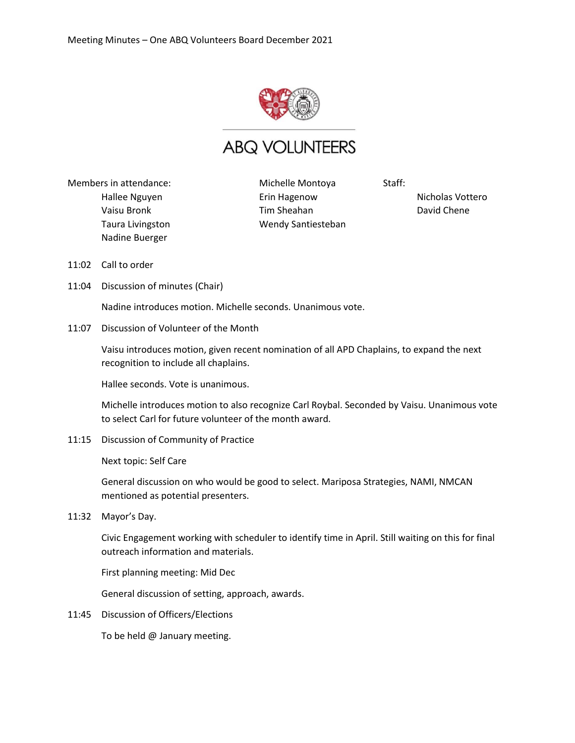Meeting Minutes – One ABQ Volunteers Board December 2021

ABQ VOLUNTEERS

Members in attendance:

- Hallee Nguyen
- Vaisu Bronk
- Taura Livingston
- Nadine Buerger
- Michelle Montoya
- Erin Hagenow
- Tim Sheahan
- Wendy Santiesteban

Staff:

- Nicholas Vottero
- David Chene

11:02 Call to order

11:04 Discussion of minutes (Chair)

Nadine introduces motion. Michelle seconds. Unanimous vote.

11:07 Discussion of Volunteer of the Month

Vaisu introduces motion, given recent nomination of all APD Chaplains, to expand the next recognition to include all chaplains.

Hallee seconds. Vote is unanimous.

Michelle introduces motion to also recognize Carl Roybal. Seconded by Vaisu. Unanimous vote to select Carl for future volunteer of the month award.

11:15 Discussion of Community of Practice

Next topic: Self Care

General discussion on who would be good to select. Mariposa Strategies, NAMI, NMCAN mentioned as potential presenters.

11:32 Mayor's Day.

Civic Engagement working with scheduler to identify time in April. Still waiting on this for final outreach information and materials.

First planning meeting: Mid Dec

General discussion of setting, approach, awards.

11:45 Discussion of Officers/Elections

To be held @ January meeting.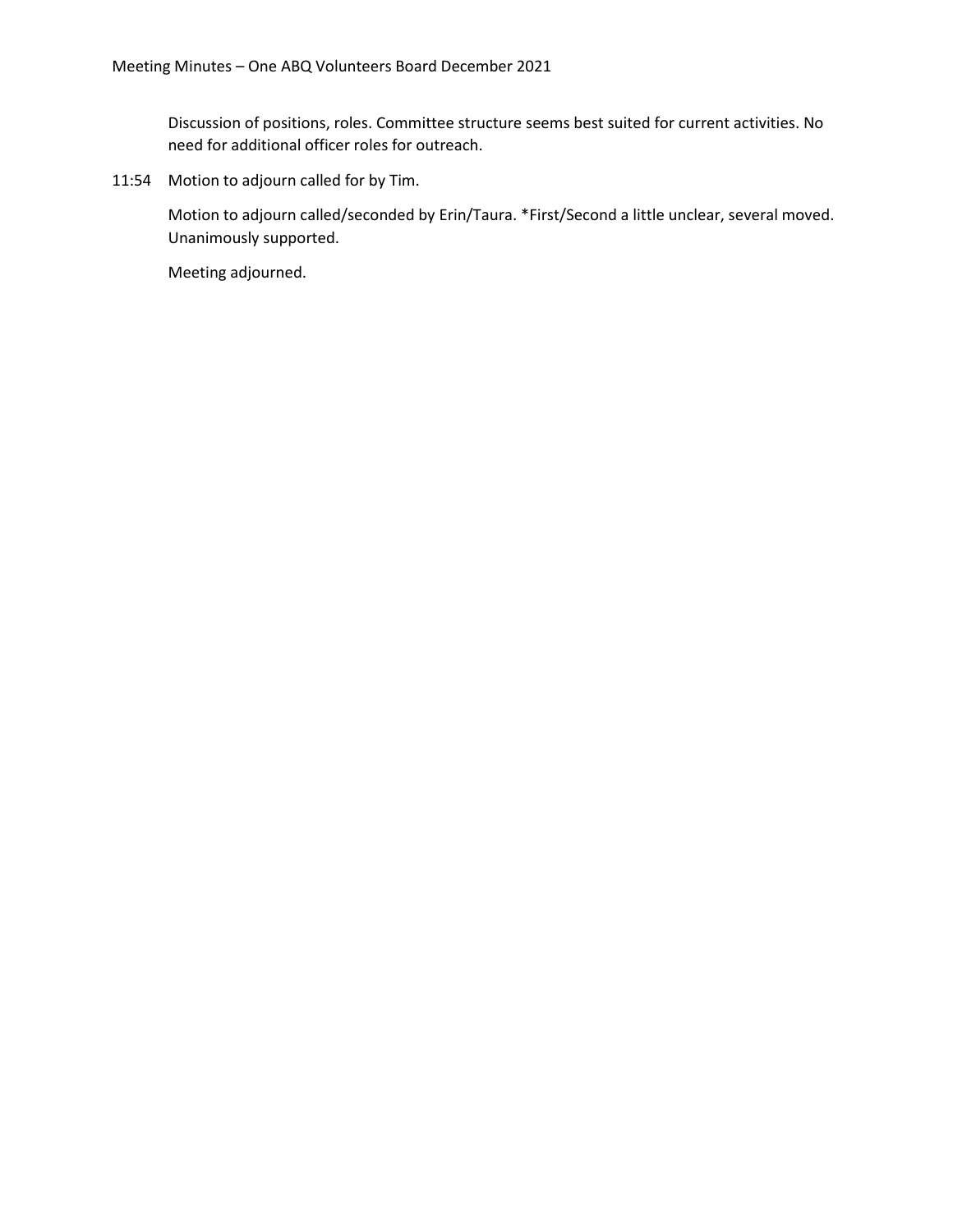Discussion of positions, roles. Committee structure seems best suited for current activities. No need for additional officer roles for outreach.

11:54 Motion to adjourn called for by Tim.

Motion to adjourn called/seconded by Erin/Taura. *First/Second a little unclear, several moved. Unanimously supported.

Meeting adjourned.